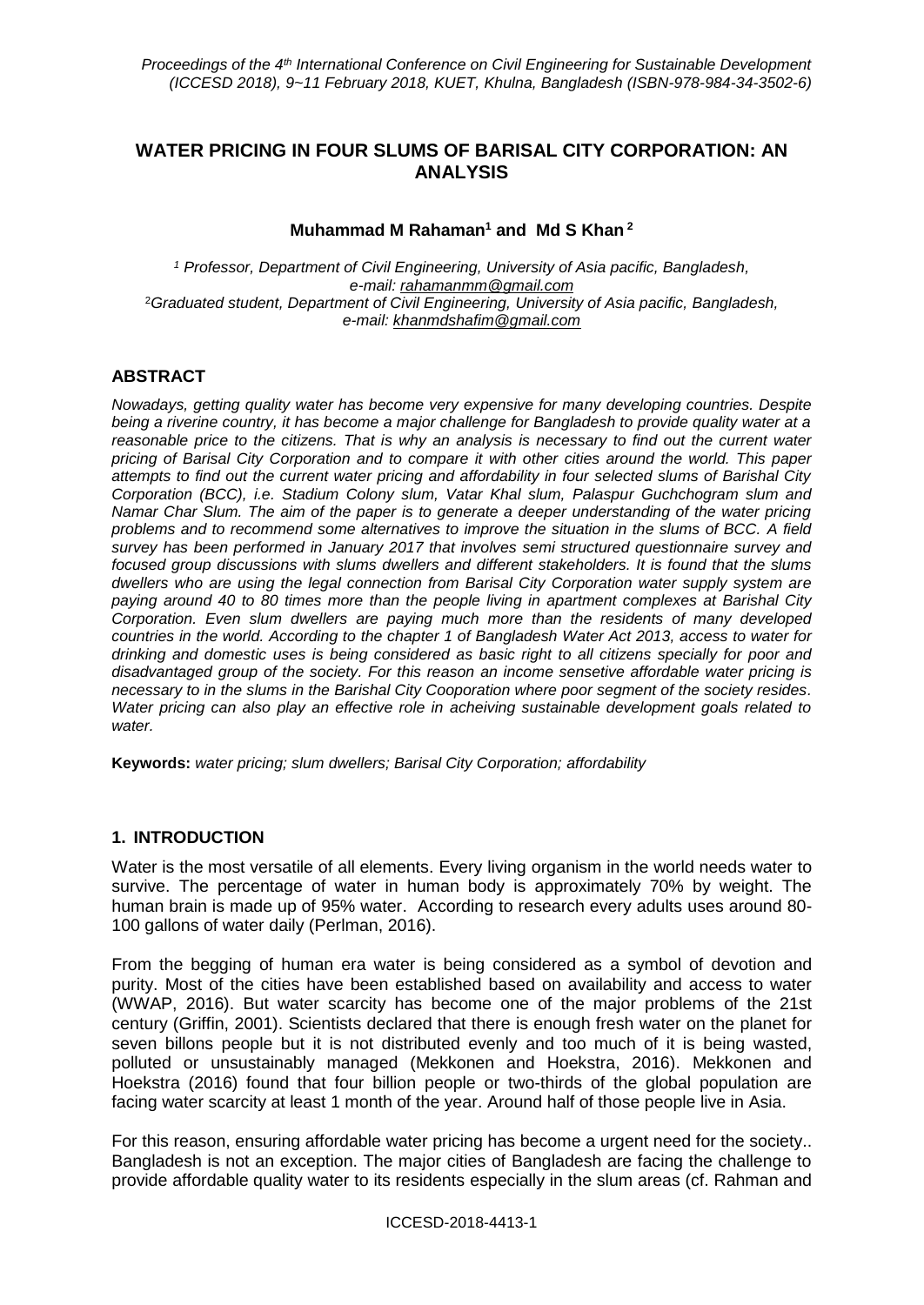# WATER PRICING IN FOUR SLUMS OF BARISAL CITY CORPORATION: AN ANALYSIS

**Muhammad M Rahaman[1] and Md S Khan[2]**

*[1] Professor, Department of Civil Engineering, University of Asia pacific, Bangladesh, e-mail: rahamanmm@gmail.com*
*[2]Graduated student, Department of Civil Engineering, University of Asia pacific, Bangladesh, e-mail: khanmdshafim@gmail.com*

## ABSTRACT

*Nowadays, getting quality water has become very expensive for many developing countries. Despite being a riverine country, it has become a major challenge for Bangladesh to provide quality water at a reasonable price to the citizens. That is why an analysis is necessary to find out the current water pricing of Barisal City Corporation and to compare it with other cities around the world. This paper attempts to find out the current water pricing and affordability in four selected slums of Barishal City Corporation (BCC), i.e. Stadium Colony slum, Vatar Khal slum, Palaspur Guchchogram slum and Namar Char Slum. The aim of the paper is to generate a deeper understanding of the water pricing problems and to recommend some alternatives to improve the situation in the slums of BCC. A field survey has been performed in January 2017 that involves semi structured questionnaire survey and focused group discussions with slums dwellers and different stakeholders. It is found that the slums dwellers who are using the legal connection from Barisal City Corporation water supply system are paying around 40 to 80 times more than the people living in apartment complexes at Barishal City Corporation. Even slum dwellers are paying much more than the residents of many developed countries in the world. According to the chapter 1 of Bangladesh Water Act 2013, access to water for drinking and domestic uses is being considered as basic right to all citizens specially for poor and disadvantaged group of the society. For this reason an income sensetive affordable water pricing is necessary to in the slums in the Barishal City Cooporation where poor segment of the society resides. Water pricing can also play an effective role in acheiving sustainable development goals related to water.*

**Keywords:** *water pricing; slum dwellers; Barisal City Corporation; affordability*

## 1. INTRODUCTION

Water is the most versatile of all elements. Every living organism in the world needs water to survive. The percentage of water in human body is approximately 70% by weight. The human brain is made up of 95% water. According to research every adults uses around 80-100 gallons of water daily (Perlman, 2016).

From the begging of human era water is being considered as a symbol of devotion and purity. Most of the cities have been established based on availability and access to water (WWAP, 2016). But water scarcity has become one of the major problems of the 21st century (Griffin, 2001). Scientists declared that there is enough fresh water on the planet for seven billons people but it is not distributed evenly and too much of it is being wasted, polluted or unsustainably managed (Mekkonen and Hoekstra, 2016). Mekkonen and Hoekstra (2016) found that four billion people or two-thirds of the global population are facing water scarcity at least 1 month of the year. Around half of those people live in Asia.

For this reason, ensuring affordable water pricing has become a urgent need for the society.. Bangladesh is not an exception. The major cities of Bangladesh are facing the challenge to provide affordable quality water to its residents especially in the slum areas (cf. Rahman and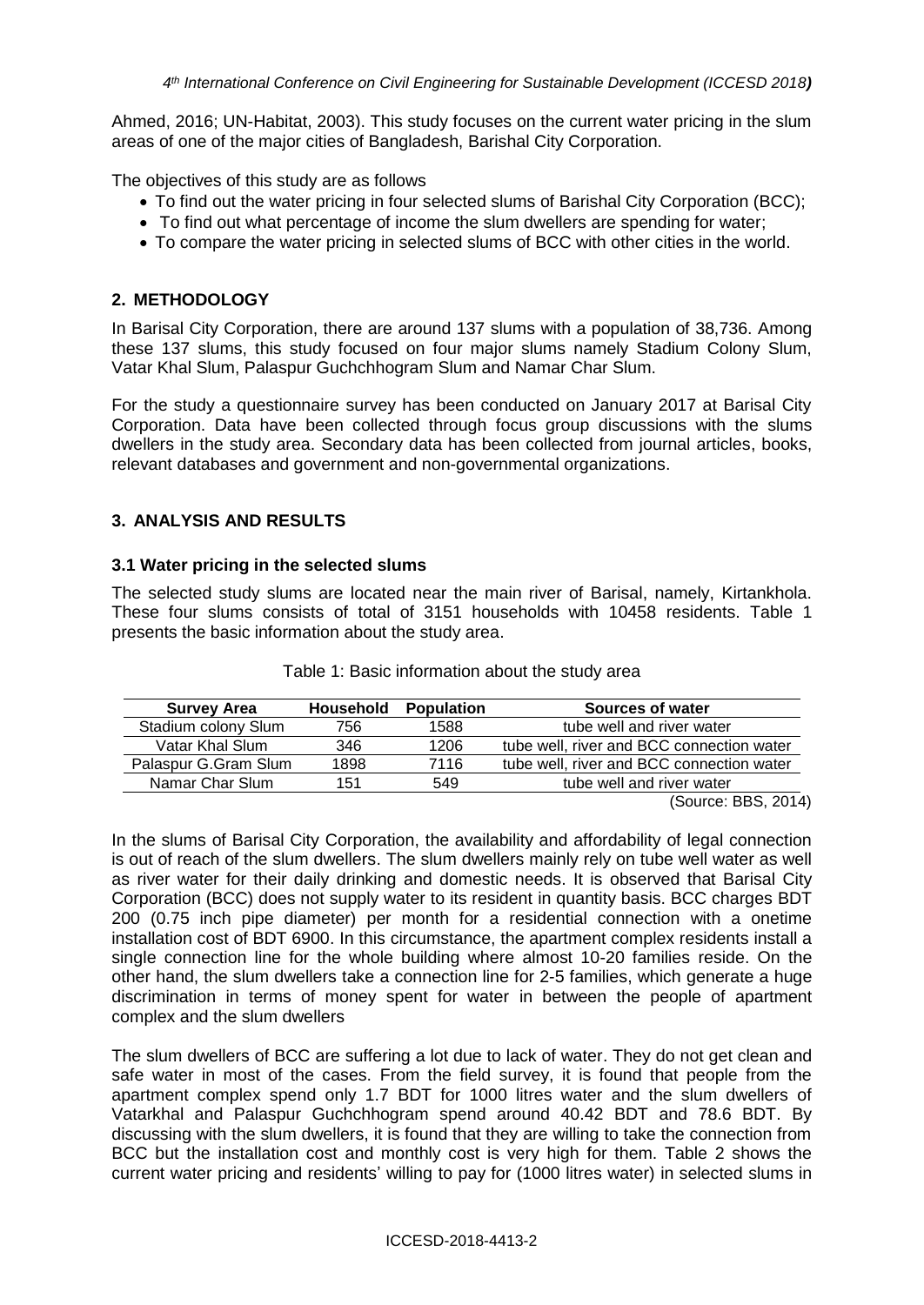Ahmed, 2016; UN-Habitat, 2003). This study focuses on the current water pricing in the slum areas of one of the major cities of Bangladesh, Barishal City Corporation.

The objectives of this study are as follows

- To find out the water pricing in four selected slums of Barishal City Corporation (BCC);
- To find out what percentage of income the slum dwellers are spending for water;
- To compare the water pricing in selected slums of BCC with other cities in the world.

## 2. METHODOLOGY

In Barisal City Corporation, there are around 137 slums with a population of 38,736. Among these 137 slums, this study focused on four major slums namely Stadium Colony Slum, Vatar Khal Slum, Palaspur Guchchhogram Slum and Namar Char Slum.

For the study a questionnaire survey has been conducted on January 2017 at Barisal City Corporation. Data have been collected through focus group discussions with the slums dwellers in the study area. Secondary data has been collected from journal articles, books, relevant databases and government and non-governmental organizations.

## 3. ANALYSIS AND RESULTS

### 3.1 Water pricing in the selected slums

The selected study slums are located near the main river of Barisal, namely, Kirtankhola. These four slums consists of total of 3151 households with 10458 residents. Table 1 presents the basic information about the study area.

Table 1: Basic information about the study area

| Survey Area | Household | Population | Sources of water |
|---|---|---|---|
| Stadium colony Slum | 756 | 1588 | tube well and river water |
| Vatar Khal Slum | 346 | 1206 | tube well, river and BCC connection water |
| Palaspur G.Gram Slum | 1898 | 7116 | tube well, river and BCC connection water |
| Namar Char Slum | 151 | 549 | tube well and river water |

(Source: BBS, 2014)

In the slums of Barisal City Corporation, the availability and affordability of legal connection is out of reach of the slum dwellers. The slum dwellers mainly rely on tube well water as well as river water for their daily drinking and domestic needs. It is observed that Barisal City Corporation (BCC) does not supply water to its resident in quantity basis. BCC charges BDT 200 (0.75 inch pipe diameter) per month for a residential connection with a onetime installation cost of BDT 6900. In this circumstance, the apartment complex residents install a single connection line for the whole building where almost 10-20 families reside. On the other hand, the slum dwellers take a connection line for 2-5 families, which generate a huge discrimination in terms of money spent for water in between the people of apartment complex and the slum dwellers

The slum dwellers of BCC are suffering a lot due to lack of water. They do not get clean and safe water in most of the cases. From the field survey, it is found that people from the apartment complex spend only 1.7 BDT for 1000 litres water and the slum dwellers of Vatarkhal and Palaspur Guchchhogram spend around 40.42 BDT and 78.6 BDT. By discussing with the slum dwellers, it is found that they are willing to take the connection from BCC but the installation cost and monthly cost is very high for them. Table 2 shows the current water pricing and residents' willing to pay for (1000 litres water) in selected slums in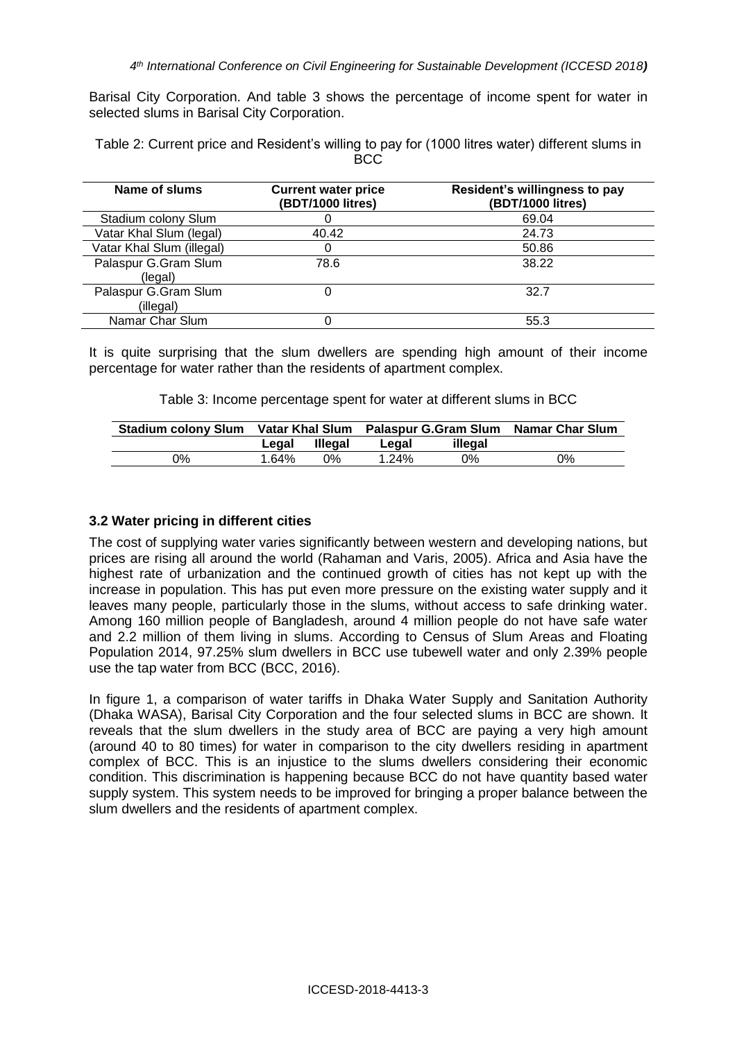Barisal City Corporation. And table 3 shows the percentage of income spent for water in selected slums in Barisal City Corporation.

Table 2: Current price and Resident's willing to pay for (1000 litres water) different slums in BCC

| Name of slums | Current water price (BDT/1000 litres) | Resident's willingness to pay (BDT/1000 litres) |
|---|---|---|
| Stadium colony Slum | 0 | 69.04 |
| Vatar Khal Slum (legal) | 40.42 | 24.73 |
| Vatar Khal Slum (illegal) | 0 | 50.86 |
| Palaspur G.Gram Slum (legal) | 78.6 | 38.22 |
| Palaspur G.Gram Slum (illegal) | 0 | 32.7 |
| Namar Char Slum | 0 | 55.3 |

It is quite surprising that the slum dwellers are spending high amount of their income percentage for water rather than the residents of apartment complex.

Table 3: Income percentage spent for water at different slums in BCC

| Stadium colony Slum | Vatar Khal Slum | | Palaspur G.Gram Slum | | Namar Char Slum |
|---|---|---|---|---|---|
| | Legal | Illegal | Legal | illegal | |
| 0% | 1.64% | 0% | 1.24% | 0% | 0% |

### 3.2 Water pricing in different cities

The cost of supplying water varies significantly between western and developing nations, but prices are rising all around the world (Rahaman and Varis, 2005). Africa and Asia have the highest rate of urbanization and the continued growth of cities has not kept up with the increase in population. This has put even more pressure on the existing water supply and it leaves many people, particularly those in the slums, without access to safe drinking water. Among 160 million people of Bangladesh, around 4 million people do not have safe water and 2.2 million of them living in slums. According to Census of Slum Areas and Floating Population 2014, 97.25% slum dwellers in BCC use tubewell water and only 2.39% people use the tap water from BCC (BCC, 2016).

In figure 1, a comparison of water tariffs in Dhaka Water Supply and Sanitation Authority (Dhaka WASA), Barisal City Corporation and the four selected slums in BCC are shown. It reveals that the slum dwellers in the study area of BCC are paying a very high amount (around 40 to 80 times) for water in comparison to the city dwellers residing in apartment complex of BCC. This is an injustice to the slums dwellers considering their economic condition. This discrimination is happening because BCC do not have quantity based water supply system. This system needs to be improved for bringing a proper balance between the slum dwellers and the residents of apartment complex.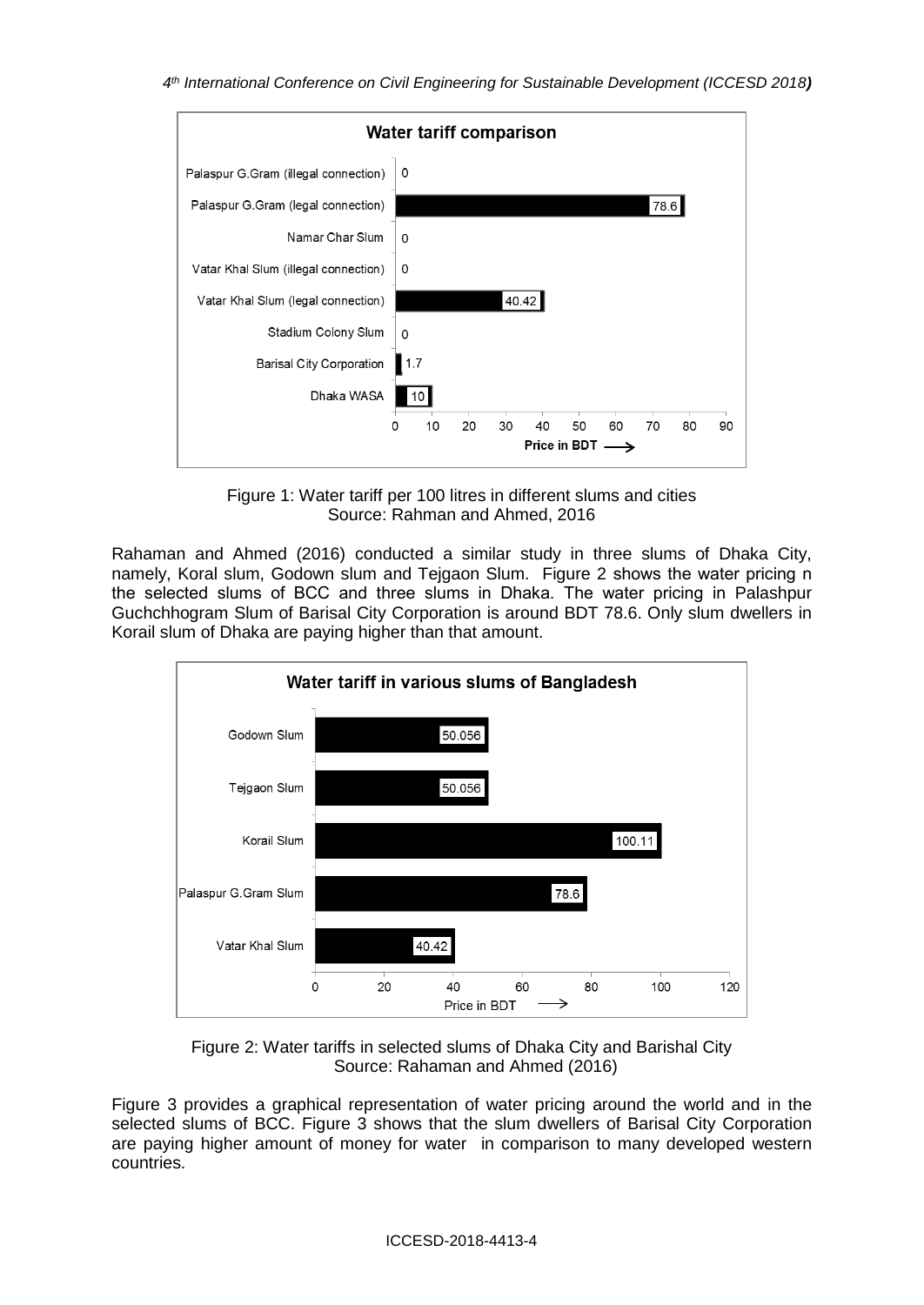Figure 1: Water tariff per 100 litres in different slums and cities
Source: Rahman and Ahmed, 2016

Rahaman and Ahmed (2016) conducted a similar study in three slums of Dhaka City, namely, Koral slum, Godown slum and Tejgaon Slum. Figure 2 shows the water pricing n the selected slums of BCC and three slums in Dhaka. The water pricing in Palashpur Guchchhogram Slum of Barisal City Corporation is around BDT 78.6. Only slum dwellers in Korail slum of Dhaka are paying higher than that amount.

Figure 2: Water tariffs in selected slums of Dhaka City and Barishal City
Source: Rahaman and Ahmed (2016)

Figure 3 provides a graphical representation of water pricing around the world and in the selected slums of BCC. Figure 3 shows that the slum dwellers of Barisal City Corporation are paying higher amount of money for water in comparison to many developed western countries.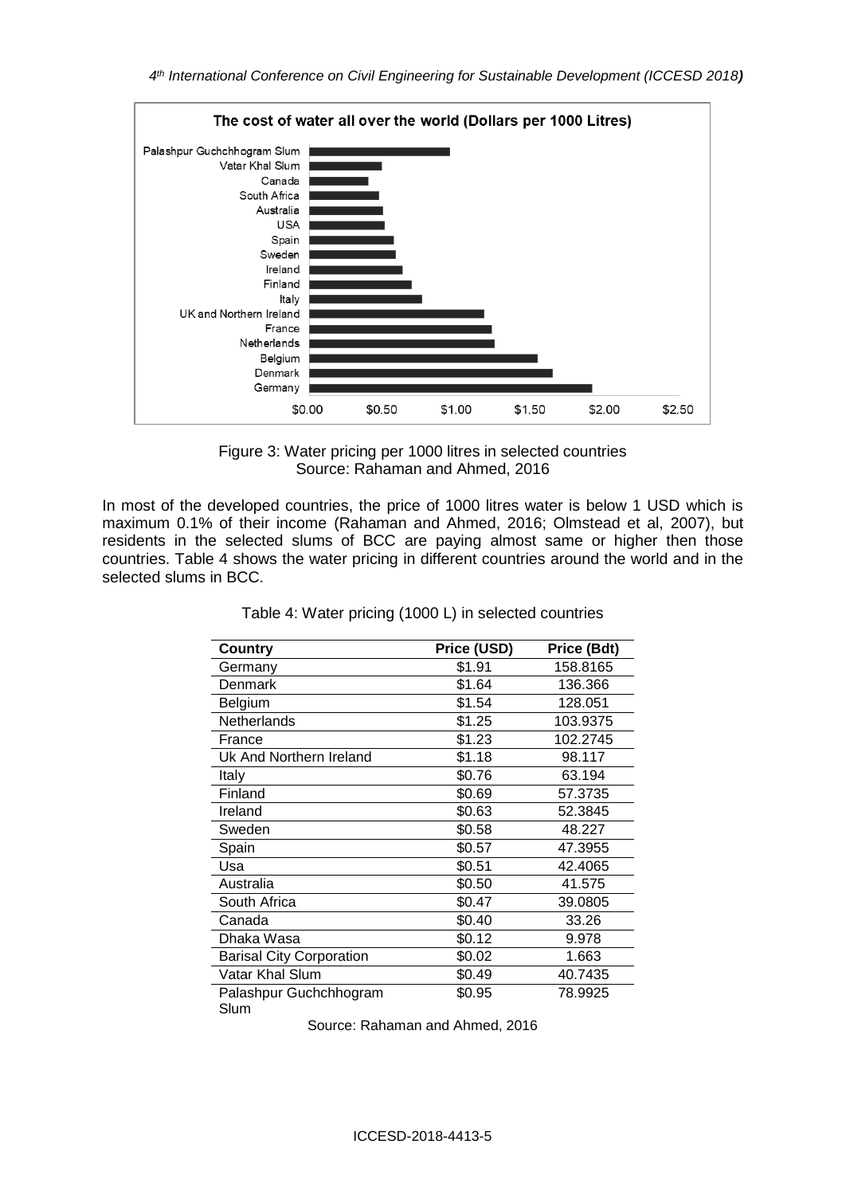Figure 3: Water pricing per 1000 litres in selected countries
Source: Rahaman and Ahmed, 2016

In most of the developed countries, the price of 1000 litres water is below 1 USD which is maximum 0.1% of their income (Rahaman and Ahmed, 2016; Olmstead et al, 2007), but residents in the selected slums of BCC are paying almost same or higher then those countries. Table 4 shows the water pricing in different countries around the world and in the selected slums in BCC.

Table 4: Water pricing (1000 L) in selected countries

| Country | Price (USD) | Price (Bdt) |
|---|---|---|
| Germany | $1.91 | 158.8165 |
| Denmark | $1.64 | 136.366 |
| Belgium | $1.54 | 128.051 |
| Netherlands | $1.25 | 103.9375 |
| France | $1.23 | 102.2745 |
| Uk And Northern Ireland | $1.18 | 98.117 |
| Italy | $0.76 | 63.194 |
| Finland | $0.69 | 57.3735 |
| Ireland | $0.63 | 52.3845 |
| Sweden | $0.58 | 48.227 |
| Spain | $0.57 | 47.3955 |
| Usa | $0.51 | 42.4065 |
| Australia | $0.50 | 41.575 |
| South Africa | $0.47 | 39.0805 |
| Canada | $0.40 | 33.26 |
| Dhaka Wasa | $0.12 | 9.978 |
| Barisal City Corporation | $0.02 | 1.663 |
| Vatar Khal Slum | $0.49 | 40.7435 |
| Palashpur Guchchhogram Slum | $0.95 | 78.9925 |

Source: Rahaman and Ahmed, 2016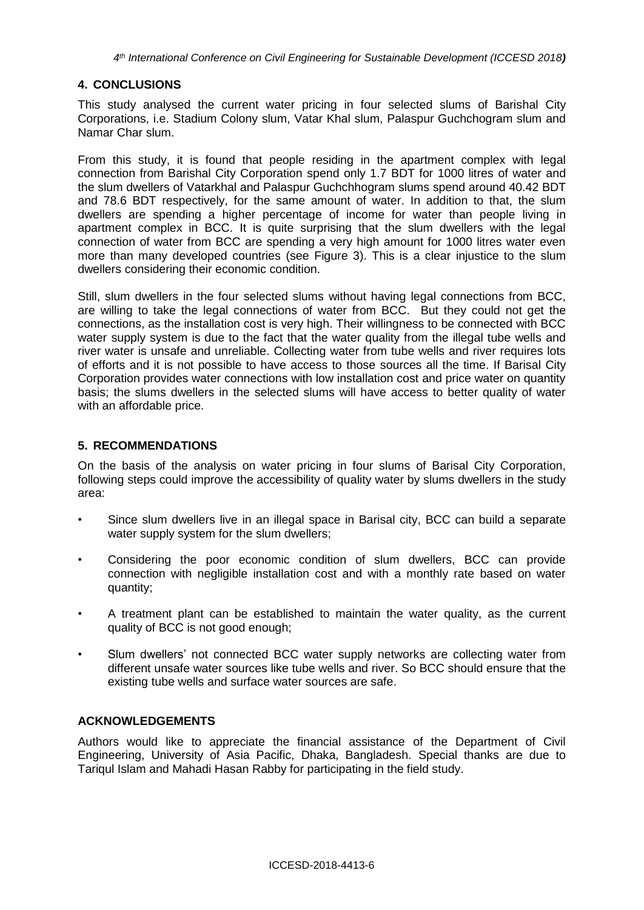## 4. CONCLUSIONS

This study analysed the current water pricing in four selected slums of Barishal City Corporations, i.e. Stadium Colony slum, Vatar Khal slum, Palaspur Guchchogram slum and Namar Char slum.

From this study, it is found that people residing in the apartment complex with legal connection from Barishal City Corporation spend only 1.7 BDT for 1000 litres of water and the slum dwellers of Vatarkhal and Palaspur Guchchhogram slums spend around 40.42 BDT and 78.6 BDT respectively, for the same amount of water. In addition to that, the slum dwellers are spending a higher percentage of income for water than people living in apartment complex in BCC. It is quite surprising that the slum dwellers with the legal connection of water from BCC are spending a very high amount for 1000 litres water even more than many developed countries (see Figure 3). This is a clear injustice to the slum dwellers considering their economic condition.

Still, slum dwellers in the four selected slums without having legal connections from BCC, are willing to take the legal connections of water from BCC. But they could not get the connections, as the installation cost is very high. Their willingness to be connected with BCC water supply system is due to the fact that the water quality from the illegal tube wells and river water is unsafe and unreliable. Collecting water from tube wells and river requires lots of efforts and it is not possible to have access to those sources all the time. If Barisal City Corporation provides water connections with low installation cost and price water on quantity basis; the slums dwellers in the selected slums will have access to better quality of water with an affordable price.

## 5. RECOMMENDATIONS

On the basis of the analysis on water pricing in four slums of Barisal City Corporation, following steps could improve the accessibility of quality water by slums dwellers in the study area:

- Since slum dwellers live in an illegal space in Barisal city, BCC can build a separate water supply system for the slum dwellers;
- Considering the poor economic condition of slum dwellers, BCC can provide connection with negligible installation cost and with a monthly rate based on water quantity;
- A treatment plant can be established to maintain the water quality, as the current quality of BCC is not good enough;
- Slum dwellers' not connected BCC water supply networks are collecting water from different unsafe water sources like tube wells and river. So BCC should ensure that the existing tube wells and surface water sources are safe.

## ACKNOWLEDGEMENTS

Authors would like to appreciate the financial assistance of the Department of Civil Engineering, University of Asia Pacific, Dhaka, Bangladesh. Special thanks are due to Tariqul Islam and Mahadi Hasan Rabby for participating in the field study.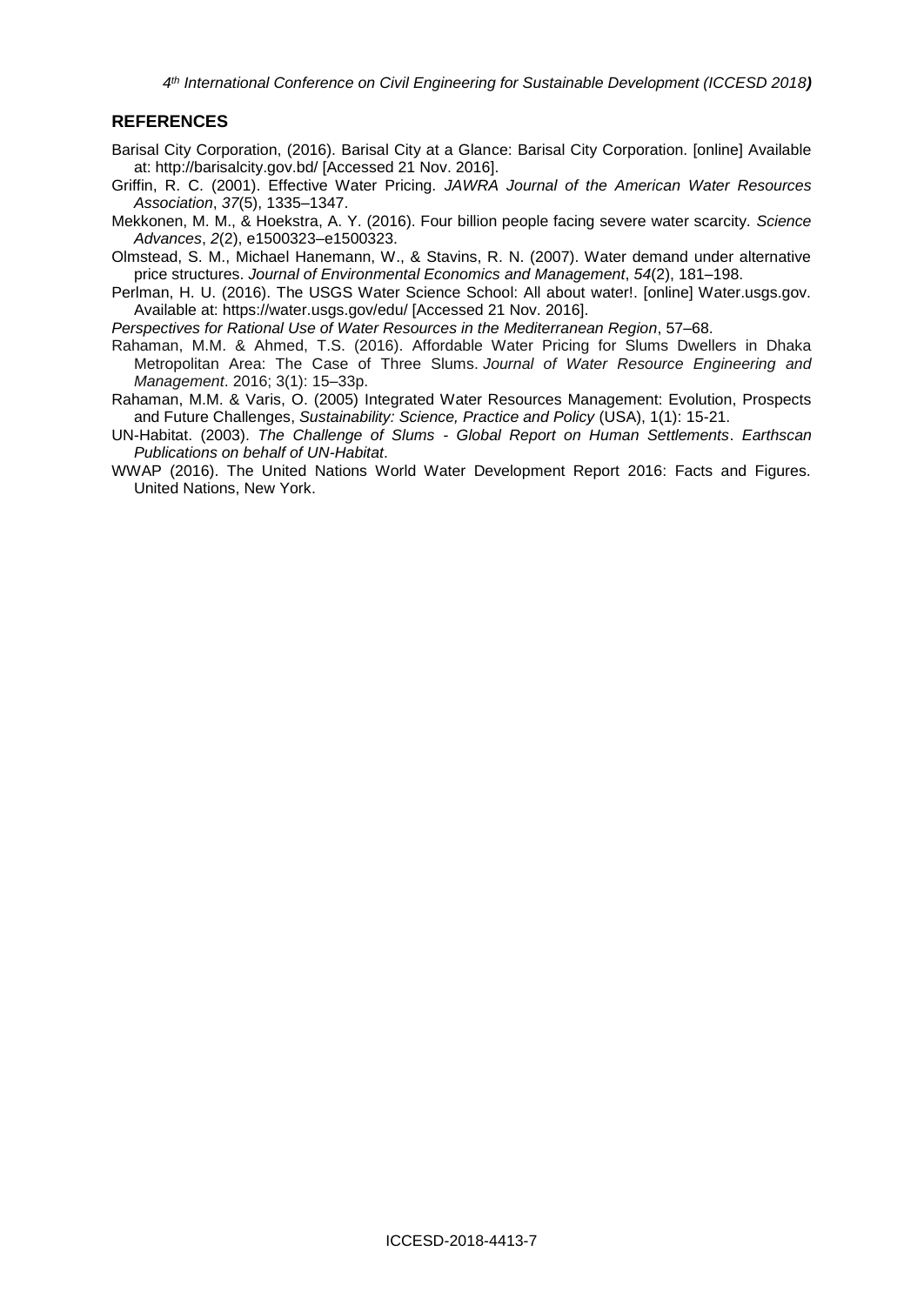## REFERENCES

Barisal City Corporation, (2016). Barisal City at a Glance: Barisal City Corporation. [online] Available at: http://barisalcity.gov.bd/ [Accessed 21 Nov. 2016].

Griffin, R. C. (2001). Effective Water Pricing. *JAWRA Journal of the American Water Resources Association*, *37*(5), 1335–1347.

Mekkonen, M. M., & Hoekstra, A. Y. (2016). Four billion people facing severe water scarcity. *Science Advances*, *2*(2), e1500323–e1500323.

Olmstead, S. M., Michael Hanemann, W., & Stavins, R. N. (2007). Water demand under alternative price structures. *Journal of Environmental Economics and Management*, *54*(2), 181–198.

Perlman, H. U. (2016). The USGS Water Science School: All about water!. [online] Water.usgs.gov. Available at: https://water.usgs.gov/edu/ [Accessed 21 Nov. 2016].

*Perspectives for Rational Use of Water Resources in the Mediterranean Region*, 57–68.

Rahaman, M.M. & Ahmed, T.S. (2016). Affordable Water Pricing for Slums Dwellers in Dhaka Metropolitan Area: The Case of Three Slums. *Journal of Water Resource Engineering and Management*. 2016; 3(1): 15–33p.

Rahaman, M.M. & Varis, O. (2005) Integrated Water Resources Management: Evolution, Prospects and Future Challenges, *Sustainability: Science, Practice and Policy* (USA), 1(1): 15-21.

UN-Habitat. (2003). *The Challenge of Slums - Global Report on Human Settlements*. *Earthscan Publications on behalf of UN-Habitat*.

WWAP (2016). The United Nations World Water Development Report 2016: Facts and Figures. United Nations, New York.